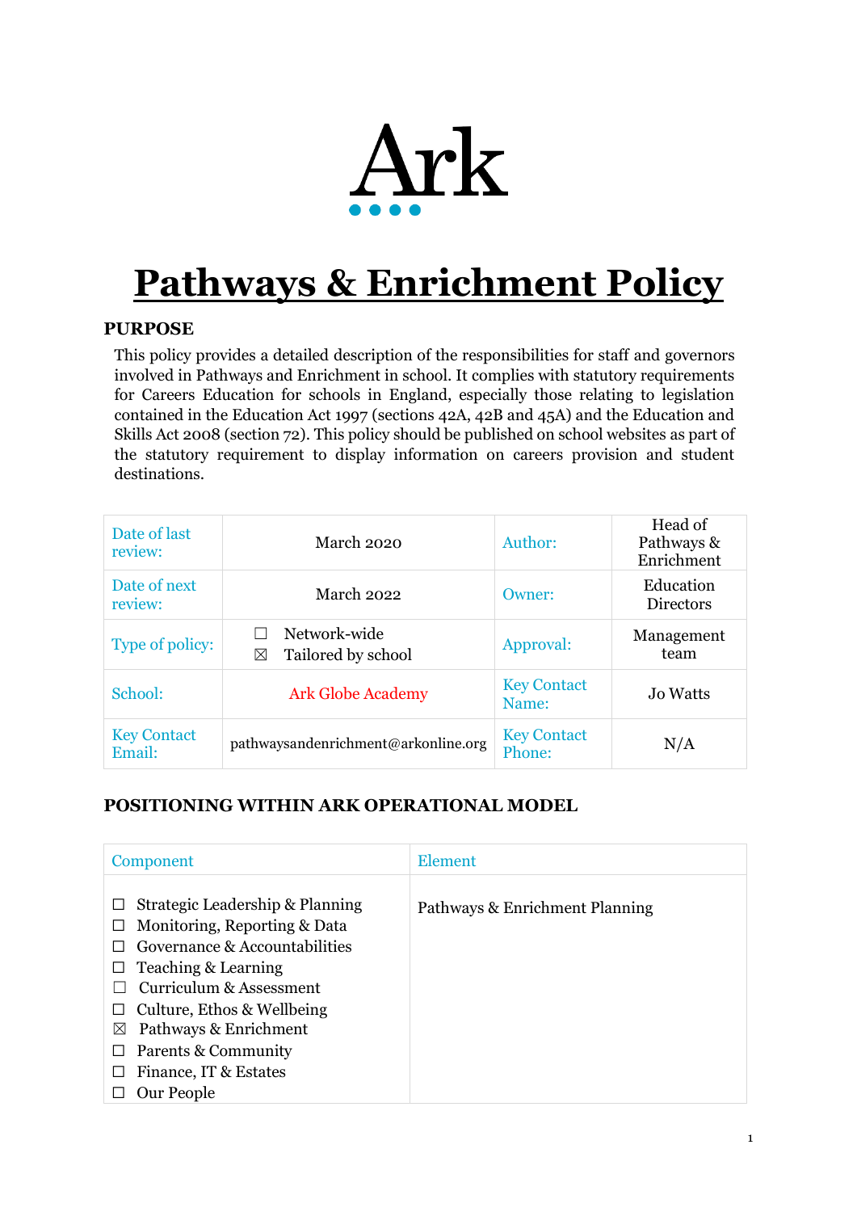Ark

# Pathways & Enrichment Policy

## PURPOSE

This policy provides a detailed description of the responsibilities for staff and governors involved in Pathways and Enrichment in school. It complies with statutory requirements for Careers Education for schools in England, especially those relating to legislation contained in the Education Act 1997 (sections 42A, 42B and 45A) and the Education and Skills Act 2008 (section 72). This policy should be published on school websites as part of the statutory requirement to display information on careers provision and student destinations.

| Date of last review: | March 2020 | Author: | Head of Pathways & Enrichment |
|---|---|---|---|
| Date of next review: | March 2022 | Owner: | Education Directors |
| Type of policy: | ☐ Network-wide<br>☒ Tailored by school | Approval: | Management team |
| School: | Ark Globe Academy | Key Contact Name: | Jo Watts |
| Key Contact Email: | pathwaysandenrichment@arkonline.org | Key Contact Phone: | N/A |

## POSITIONING WITHIN ARK OPERATIONAL MODEL

| Component | Element |
|---|---|
| ☐ Strategic Leadership & Planning<br>☐ Monitoring, Reporting & Data<br>☐ Governance & Accountabilities<br>☐ Teaching & Learning<br>☐ Curriculum & Assessment<br>☐ Culture, Ethos & Wellbeing<br>☒ Pathways & Enrichment<br>☐ Parents & Community<br>☐ Finance, IT & Estates<br>☐ Our People | Pathways & Enrichment Planning |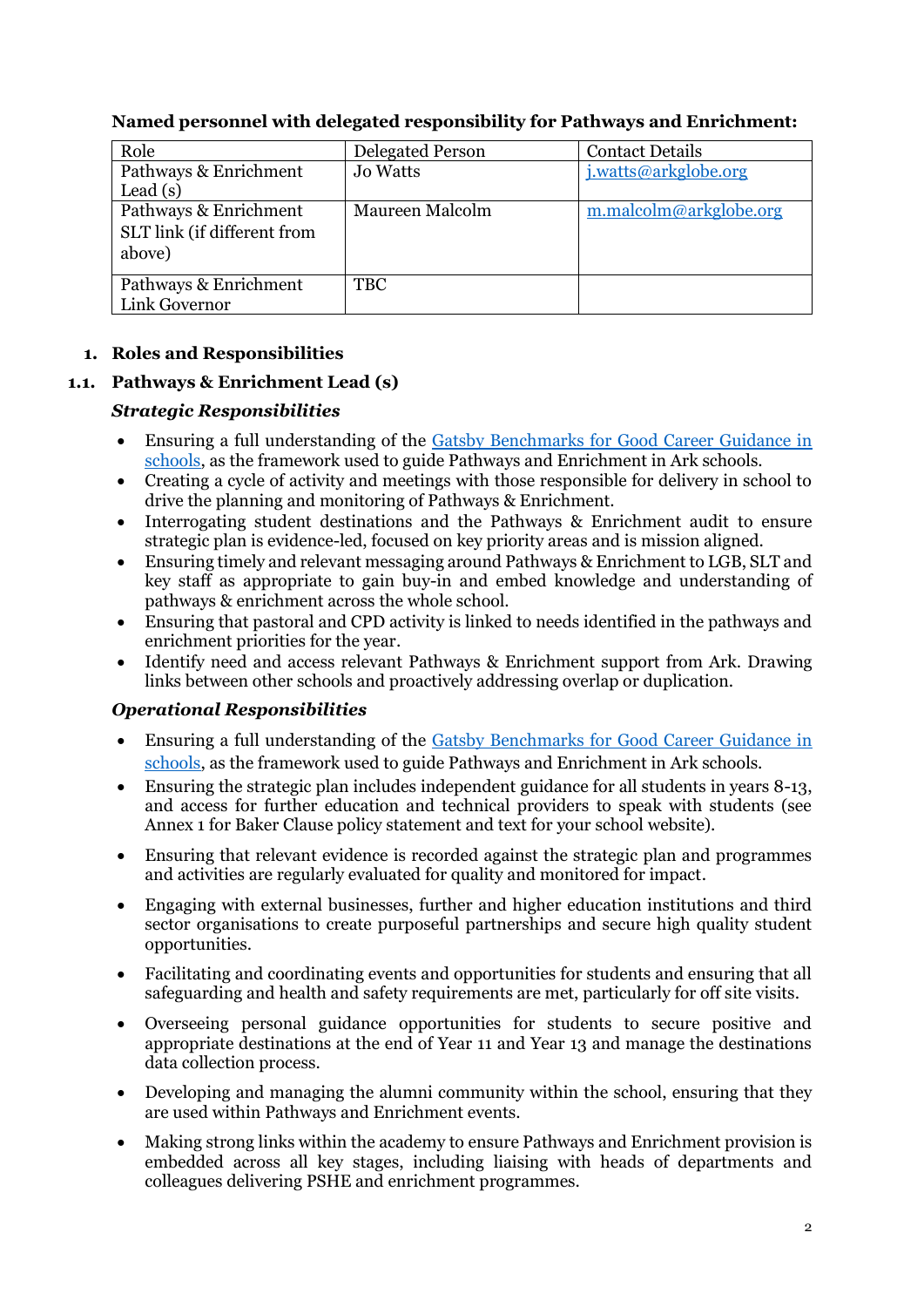**Named personnel with delegated responsibility for Pathways and Enrichment:**

| Role | Delegated Person | Contact Details |
|---|---|---|
| Pathways & Enrichment Lead (s) | Jo Watts | [j.watts@arkglobe.org](mailto:j.watts@arkglobe.org) |
| Pathways & Enrichment SLT link (if different from above) | Maureen Malcolm | [m.malcolm@arkglobe.org](mailto:m.malcolm@arkglobe.org) |
| Pathways & Enrichment Link Governor | TBC | |

## 1. Roles and Responsibilities

### 1.1. Pathways & Enrichment Lead (s)

***Strategic Responsibilities***

- Ensuring a full understanding of the Gatsby Benchmarks for Good Career Guidance in schools, as the framework used to guide Pathways and Enrichment in Ark schools.
- Creating a cycle of activity and meetings with those responsible for delivery in school to drive the planning and monitoring of Pathways & Enrichment.
- Interrogating student destinations and the Pathways & Enrichment audit to ensure strategic plan is evidence-led, focused on key priority areas and is mission aligned.
- Ensuring timely and relevant messaging around Pathways & Enrichment to LGB, SLT and key staff as appropriate to gain buy-in and embed knowledge and understanding of pathways & enrichment across the whole school.
- Ensuring that pastoral and CPD activity is linked to needs identified in the pathways and enrichment priorities for the year.
- Identify need and access relevant Pathways & Enrichment support from Ark. Drawing links between other schools and proactively addressing overlap or duplication.

***Operational Responsibilities***

- Ensuring a full understanding of the Gatsby Benchmarks for Good Career Guidance in schools, as the framework used to guide Pathways and Enrichment in Ark schools.
- Ensuring the strategic plan includes independent guidance for all students in years 8-13, and access for further education and technical providers to speak with students (see Annex 1 for Baker Clause policy statement and text for your school website).
- Ensuring that relevant evidence is recorded against the strategic plan and programmes and activities are regularly evaluated for quality and monitored for impact.
- Engaging with external businesses, further and higher education institutions and third sector organisations to create purposeful partnerships and secure high quality student opportunities.
- Facilitating and coordinating events and opportunities for students and ensuring that all safeguarding and health and safety requirements are met, particularly for off site visits.
- Overseeing personal guidance opportunities for students to secure positive and appropriate destinations at the end of Year 11 and Year 13 and manage the destinations data collection process.
- Developing and managing the alumni community within the school, ensuring that they are used within Pathways and Enrichment events.
- Making strong links within the academy to ensure Pathways and Enrichment provision is embedded across all key stages, including liaising with heads of departments and colleagues delivering PSHE and enrichment programmes.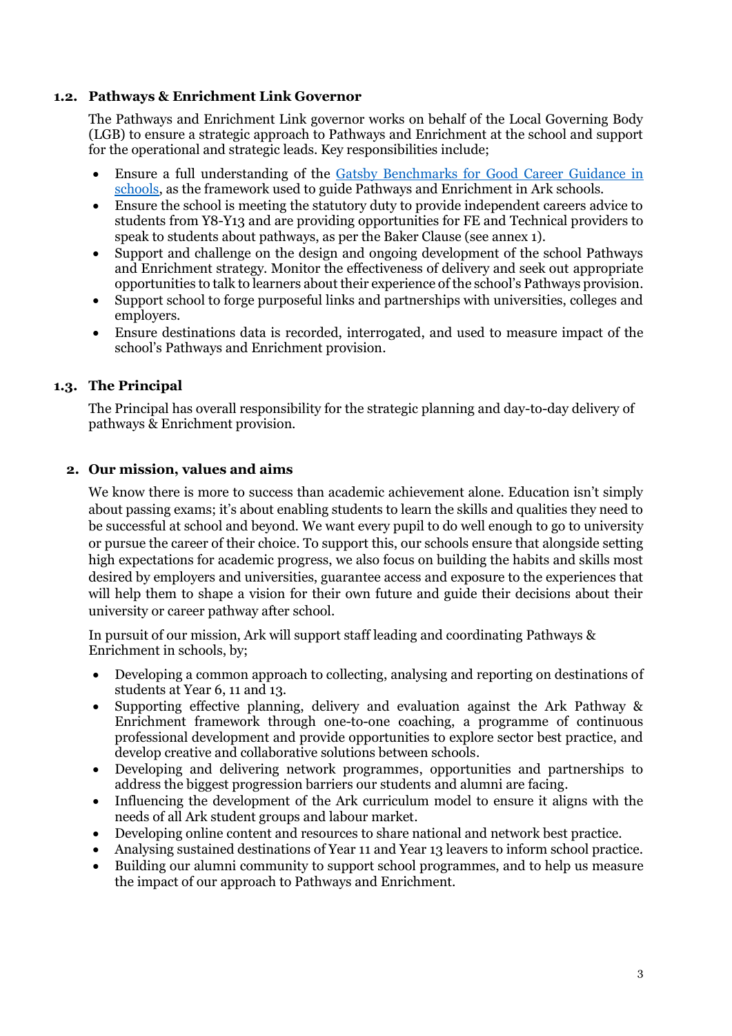### 1.2. Pathways & Enrichment Link Governor

The Pathways and Enrichment Link governor works on behalf of the Local Governing Body (LGB) to ensure a strategic approach to Pathways and Enrichment at the school and support for the operational and strategic leads. Key responsibilities include;

- Ensure a full understanding of the [Gatsby Benchmarks for Good Career Guidance in schools](), as the framework used to guide Pathways and Enrichment in Ark schools.
- Ensure the school is meeting the statutory duty to provide independent careers advice to students from Y8-Y13 and are providing opportunities for FE and Technical providers to speak to students about pathways, as per the Baker Clause (see annex 1).
- Support and challenge on the design and ongoing development of the school Pathways and Enrichment strategy. Monitor the effectiveness of delivery and seek out appropriate opportunities to talk to learners about their experience of the school's Pathways provision.
- Support school to forge purposeful links and partnerships with universities, colleges and employers.
- Ensure destinations data is recorded, interrogated, and used to measure impact of the school's Pathways and Enrichment provision.

### 1.3. The Principal

The Principal has overall responsibility for the strategic planning and day-to-day delivery of pathways & Enrichment provision.

## 2. Our mission, values and aims

We know there is more to success than academic achievement alone. Education isn't simply about passing exams; it's about enabling students to learn the skills and qualities they need to be successful at school and beyond. We want every pupil to do well enough to go to university or pursue the career of their choice. To support this, our schools ensure that alongside setting high expectations for academic progress, we also focus on building the habits and skills most desired by employers and universities, guarantee access and exposure to the experiences that will help them to shape a vision for their own future and guide their decisions about their university or career pathway after school.

In pursuit of our mission, Ark will support staff leading and coordinating Pathways & Enrichment in schools, by;

- Developing a common approach to collecting, analysing and reporting on destinations of students at Year 6, 11 and 13.
- Supporting effective planning, delivery and evaluation against the Ark Pathway & Enrichment framework through one-to-one coaching, a programme of continuous professional development and provide opportunities to explore sector best practice, and develop creative and collaborative solutions between schools.
- Developing and delivering network programmes, opportunities and partnerships to address the biggest progression barriers our students and alumni are facing.
- Influencing the development of the Ark curriculum model to ensure it aligns with the needs of all Ark student groups and labour market.
- Developing online content and resources to share national and network best practice.
- Analysing sustained destinations of Year 11 and Year 13 leavers to inform school practice.
- Building our alumni community to support school programmes, and to help us measure the impact of our approach to Pathways and Enrichment.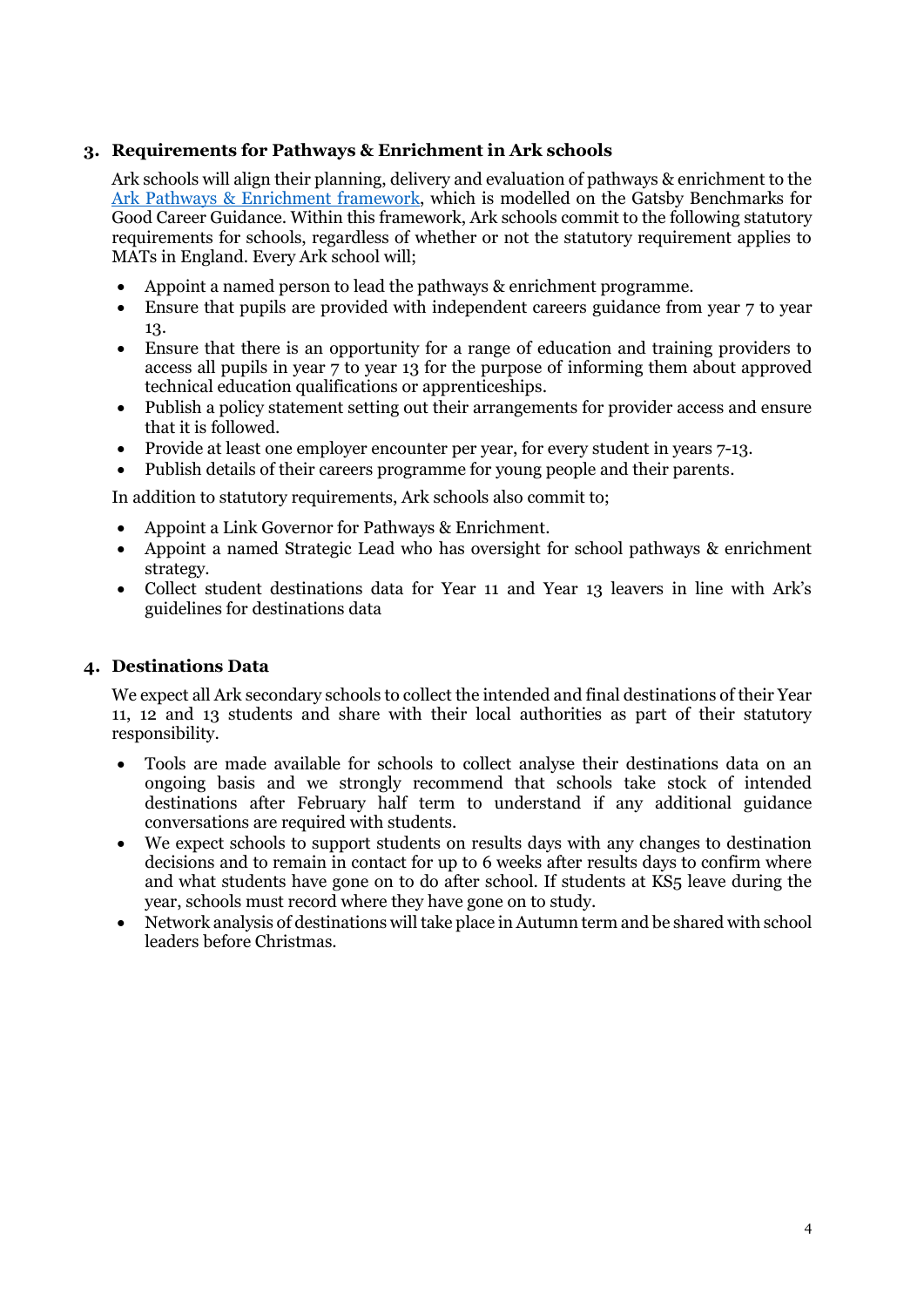## 3. Requirements for Pathways & Enrichment in Ark schools

Ark schools will align their planning, delivery and evaluation of pathways & enrichment to the Ark Pathways & Enrichment framework, which is modelled on the Gatsby Benchmarks for Good Career Guidance. Within this framework, Ark schools commit to the following statutory requirements for schools, regardless of whether or not the statutory requirement applies to MATs in England. Every Ark school will;

- Appoint a named person to lead the pathways & enrichment programme.
- Ensure that pupils are provided with independent careers guidance from year 7 to year 13.
- Ensure that there is an opportunity for a range of education and training providers to access all pupils in year 7 to year 13 for the purpose of informing them about approved technical education qualifications or apprenticeships.
- Publish a policy statement setting out their arrangements for provider access and ensure that it is followed.
- Provide at least one employer encounter per year, for every student in years 7-13.
- Publish details of their careers programme for young people and their parents.

In addition to statutory requirements, Ark schools also commit to;

- Appoint a Link Governor for Pathways & Enrichment.
- Appoint a named Strategic Lead who has oversight for school pathways & enrichment strategy.
- Collect student destinations data for Year 11 and Year 13 leavers in line with Ark's guidelines for destinations data

## 4. Destinations Data

We expect all Ark secondary schools to collect the intended and final destinations of their Year 11, 12 and 13 students and share with their local authorities as part of their statutory responsibility.

- Tools are made available for schools to collect analyse their destinations data on an ongoing basis and we strongly recommend that schools take stock of intended destinations after February half term to understand if any additional guidance conversations are required with students.
- We expect schools to support students on results days with any changes to destination decisions and to remain in contact for up to 6 weeks after results days to confirm where and what students have gone on to do after school. If students at KS5 leave during the year, schools must record where they have gone on to study.
- Network analysis of destinations will take place in Autumn term and be shared with school leaders before Christmas.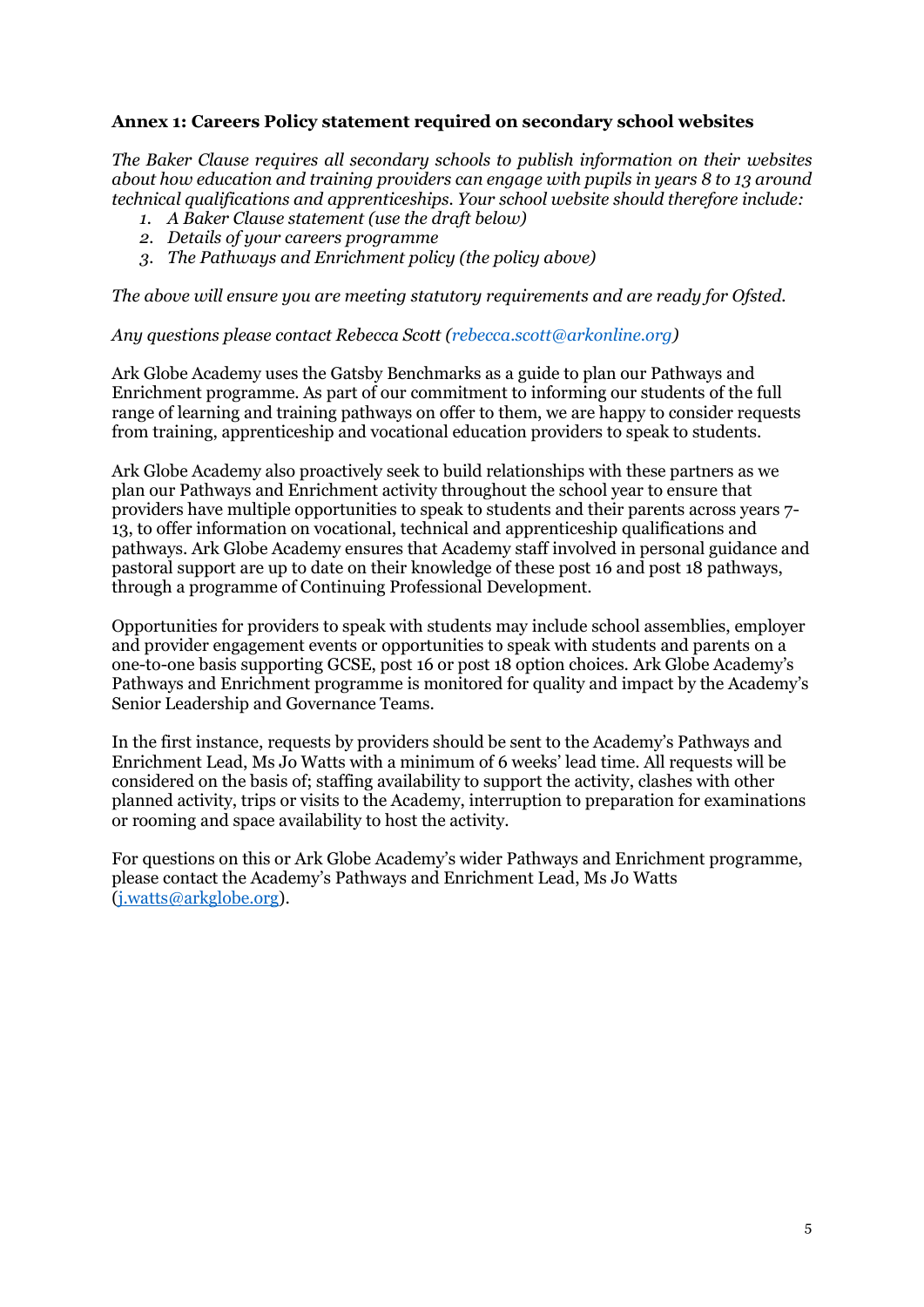**Annex 1: Careers Policy statement required on secondary school websites**

*The Baker Clause requires all secondary schools to publish information on their websites about how education and training providers can engage with pupils in years 8 to 13 around technical qualifications and apprenticeships. Your school website should therefore include:*

1. *A Baker Clause statement (use the draft below)*
2. *Details of your careers programme*
3. *The Pathways and Enrichment policy (the policy above)*

*The above will ensure you are meeting statutory requirements and are ready for Ofsted.*

*Any questions please contact Rebecca Scott (rebecca.scott@arkonline.org)*

Ark Globe Academy uses the Gatsby Benchmarks as a guide to plan our Pathways and Enrichment programme. As part of our commitment to informing our students of the full range of learning and training pathways on offer to them, we are happy to consider requests from training, apprenticeship and vocational education providers to speak to students.

Ark Globe Academy also proactively seek to build relationships with these partners as we plan our Pathways and Enrichment activity throughout the school year to ensure that providers have multiple opportunities to speak to students and their parents across years 7-13, to offer information on vocational, technical and apprenticeship qualifications and pathways. Ark Globe Academy ensures that Academy staff involved in personal guidance and pastoral support are up to date on their knowledge of these post 16 and post 18 pathways, through a programme of Continuing Professional Development.

Opportunities for providers to speak with students may include school assemblies, employer and provider engagement events or opportunities to speak with students and parents on a one-to-one basis supporting GCSE, post 16 or post 18 option choices. Ark Globe Academy's Pathways and Enrichment programme is monitored for quality and impact by the Academy's Senior Leadership and Governance Teams.

In the first instance, requests by providers should be sent to the Academy's Pathways and Enrichment Lead, Ms Jo Watts with a minimum of 6 weeks' lead time. All requests will be considered on the basis of; staffing availability to support the activity, clashes with other planned activity, trips or visits to the Academy, interruption to preparation for examinations or rooming and space availability to host the activity.

For questions on this or Ark Globe Academy's wider Pathways and Enrichment programme, please contact the Academy's Pathways and Enrichment Lead, Ms Jo Watts (j.watts@arkglobe.org).